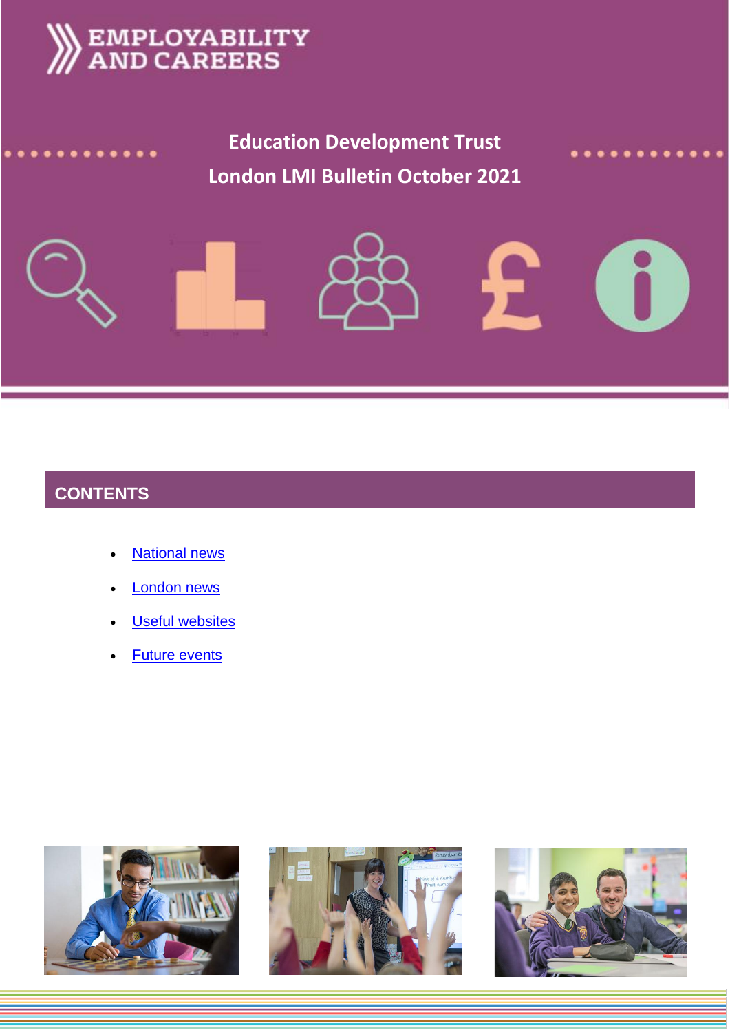EMPLOYABILITY AND CAREERS

# Education Development Trust

# London LMI Bulletin October 2021

## CONTENTS

- National news
- London news
- Useful websites
- Future events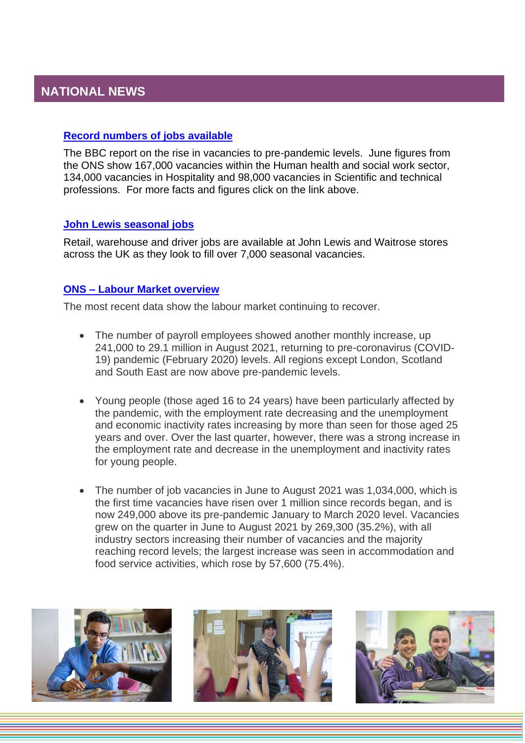# NATIONAL NEWS

### [Record numbers of jobs available]

The BBC report on the rise in vacancies to pre-pandemic levels. June figures from the ONS show 167,000 vacancies within the Human health and social work sector, 134,000 vacancies in Hospitality and 98,000 vacancies in Scientific and technical professions. For more facts and figures click on the link above.

### [John Lewis seasonal jobs]

Retail, warehouse and driver jobs are available at John Lewis and Waitrose stores across the UK as they look to fill over 7,000 seasonal vacancies.

### [ONS – Labour Market overview]

The most recent data show the labour market continuing to recover.

- The number of payroll employees showed another monthly increase, up 241,000 to 29.1 million in August 2021, returning to pre-coronavirus (COVID-19) pandemic (February 2020) levels. All regions except London, Scotland and South East are now above pre-pandemic levels.

- Young people (those aged 16 to 24 years) have been particularly affected by the pandemic, with the employment rate decreasing and the unemployment and economic inactivity rates increasing by more than seen for those aged 25 years and over. Over the last quarter, however, there was a strong increase in the employment rate and decrease in the unemployment and inactivity rates for young people.

- The number of job vacancies in June to August 2021 was 1,034,000, which is the first time vacancies have risen over 1 million since records began, and is now 249,000 above its pre-pandemic January to March 2020 level. Vacancies grew on the quarter in June to August 2021 by 269,300 (35.2%), with all industry sectors increasing their number of vacancies and the majority reaching record levels; the largest increase was seen in accommodation and food service activities, which rose by 57,600 (75.4%).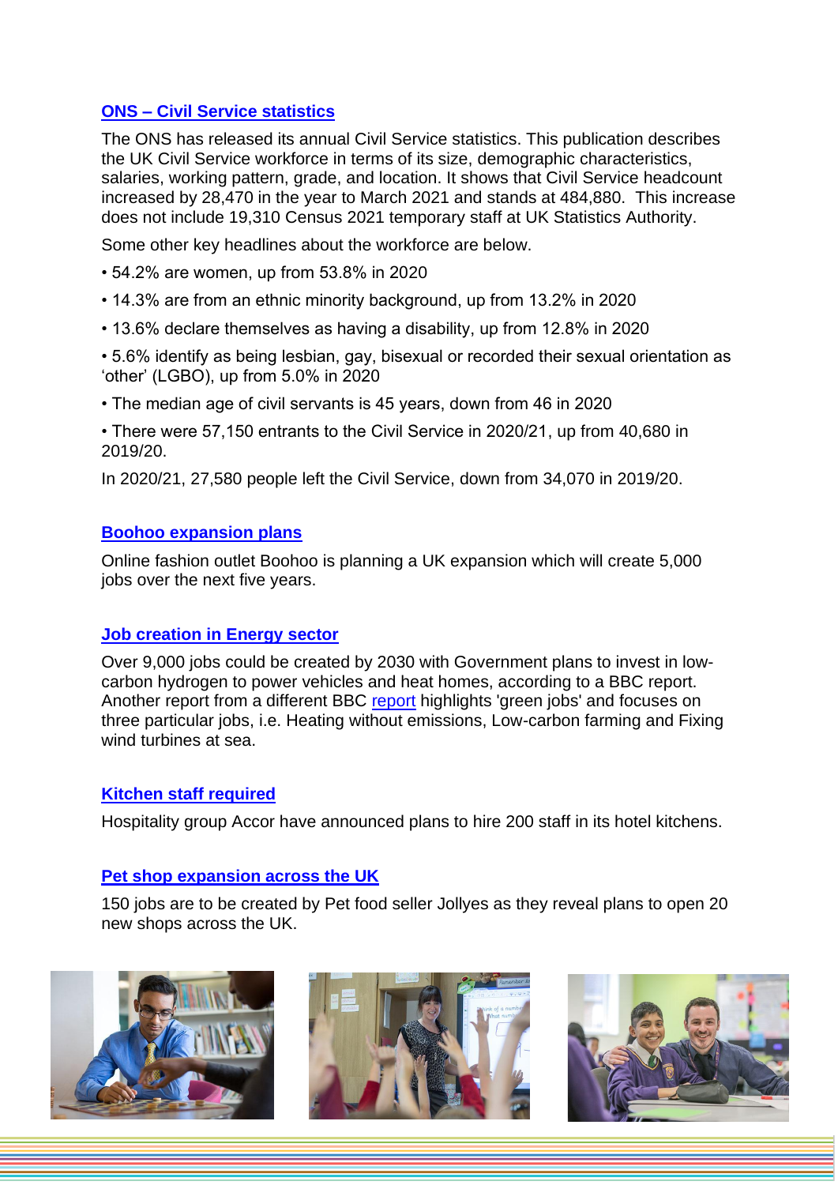### ONS – Civil Service statistics

The ONS has released its annual Civil Service statistics. This publication describes the UK Civil Service workforce in terms of its size, demographic characteristics, salaries, working pattern, grade, and location. It shows that Civil Service headcount increased by 28,470 in the year to March 2021 and stands at 484,880. This increase does not include 19,310 Census 2021 temporary staff at UK Statistics Authority.

Some other key headlines about the workforce are below.

- 54.2% are women, up from 53.8% in 2020
- 14.3% are from an ethnic minority background, up from 13.2% in 2020
- 13.6% declare themselves as having a disability, up from 12.8% in 2020
- 5.6% identify as being lesbian, gay, bisexual or recorded their sexual orientation as 'other' (LGBO), up from 5.0% in 2020
- The median age of civil servants is 45 years, down from 46 in 2020
- There were 57,150 entrants to the Civil Service in 2020/21, up from 40,680 in 2019/20.

In 2020/21, 27,580 people left the Civil Service, down from 34,070 in 2019/20.

### Boohoo expansion plans

Online fashion outlet Boohoo is planning a UK expansion which will create 5,000 jobs over the next five years.

### Job creation in Energy sector

Over 9,000 jobs could be created by 2030 with Government plans to invest in low-carbon hydrogen to power vehicles and heat homes, according to a BBC report. Another report from a different BBC report highlights 'green jobs' and focuses on three particular jobs, i.e. Heating without emissions, Low-carbon farming and Fixing wind turbines at sea.

### Kitchen staff required

Hospitality group Accor have announced plans to hire 200 staff in its hotel kitchens.

### Pet shop expansion across the UK

150 jobs are to be created by Pet food seller Jollyes as they reveal plans to open 20 new shops across the UK.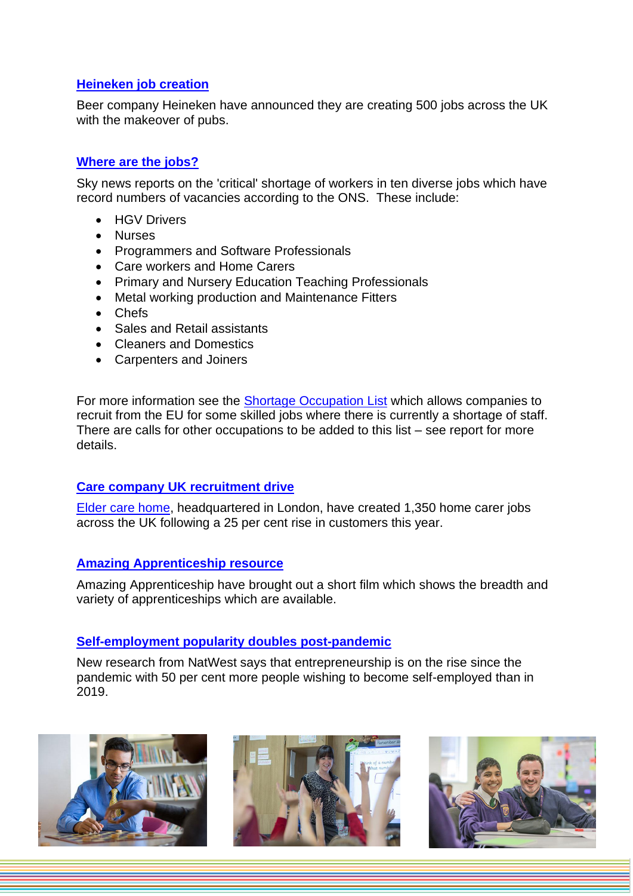### [Heineken job creation]

Beer company Heineken have announced they are creating 500 jobs across the UK with the makeover of pubs.

### [Where are the jobs?]

Sky news reports on the 'critical' shortage of workers in ten diverse jobs which have record numbers of vacancies according to the ONS. These include:

- HGV Drivers
- Nurses
- Programmers and Software Professionals
- Care workers and Home Carers
- Primary and Nursery Education Teaching Professionals
- Metal working production and Maintenance Fitters
- Chefs
- Sales and Retail assistants
- Cleaners and Domestics
- Carpenters and Joiners

For more information see the Shortage Occupation List which allows companies to recruit from the EU for some skilled jobs where there is currently a shortage of staff. There are calls for other occupations to be added to this list – see report for more details.

### [Care company UK recruitment drive]

Elder care home, headquartered in London, have created 1,350 home carer jobs across the UK following a 25 per cent rise in customers this year.

### [Amazing Apprenticeship resource]

Amazing Apprenticeship have brought out a short film which shows the breadth and variety of apprenticeships which are available.

### [Self-employment popularity doubles post-pandemic]

New research from NatWest says that entrepreneurship is on the rise since the pandemic with 50 per cent more people wishing to become self-employed than in 2019.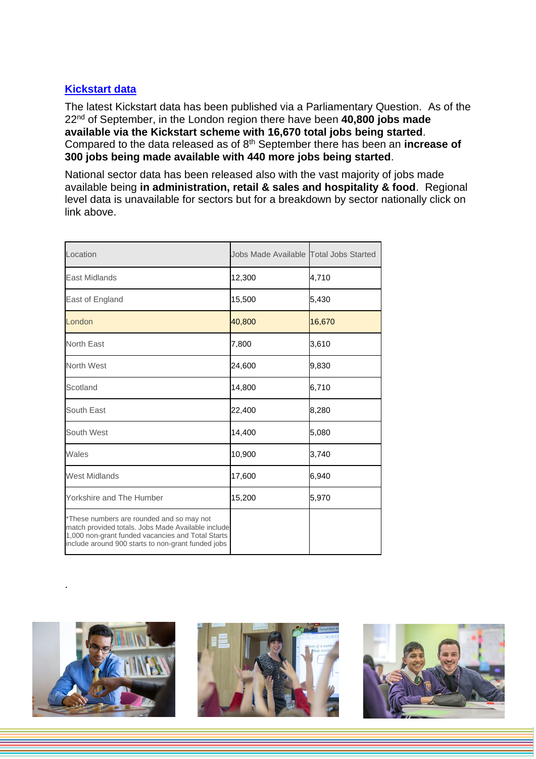## Kickstart data

The latest Kickstart data has been published via a Parliamentary Question. As of the 22nd of September, in the London region there have been **40,800 jobs made available via the Kickstart scheme with 16,670 total jobs being started**. Compared to the data released as of 8th September there has been an **increase of 300 jobs being made available with 440 more jobs being started**.

National sector data has been released also with the vast majority of jobs made available being **in administration, retail & sales and hospitality & food**. Regional level data is unavailable for sectors but for a breakdown by sector nationally click on link above.

| Location | Jobs Made Available | Total Jobs Started |
|---|---|---|
| East Midlands | 12,300 | 4,710 |
| East of England | 15,500 | 5,430 |
| London | 40,800 | 16,670 |
| North East | 7,800 | 3,610 |
| North West | 24,600 | 9,830 |
| Scotland | 14,800 | 6,710 |
| South East | 22,400 | 8,280 |
| South West | 14,400 | 5,080 |
| Wales | 10,900 | 3,740 |
| West Midlands | 17,600 | 6,940 |
| Yorkshire and The Humber | 15,200 | 5,970 |
| *These numbers are rounded and so may not match provided totals. Jobs Made Available include 1,000 non-grant funded vacancies and Total Starts include around 900 starts to non-grant funded jobs | | |

.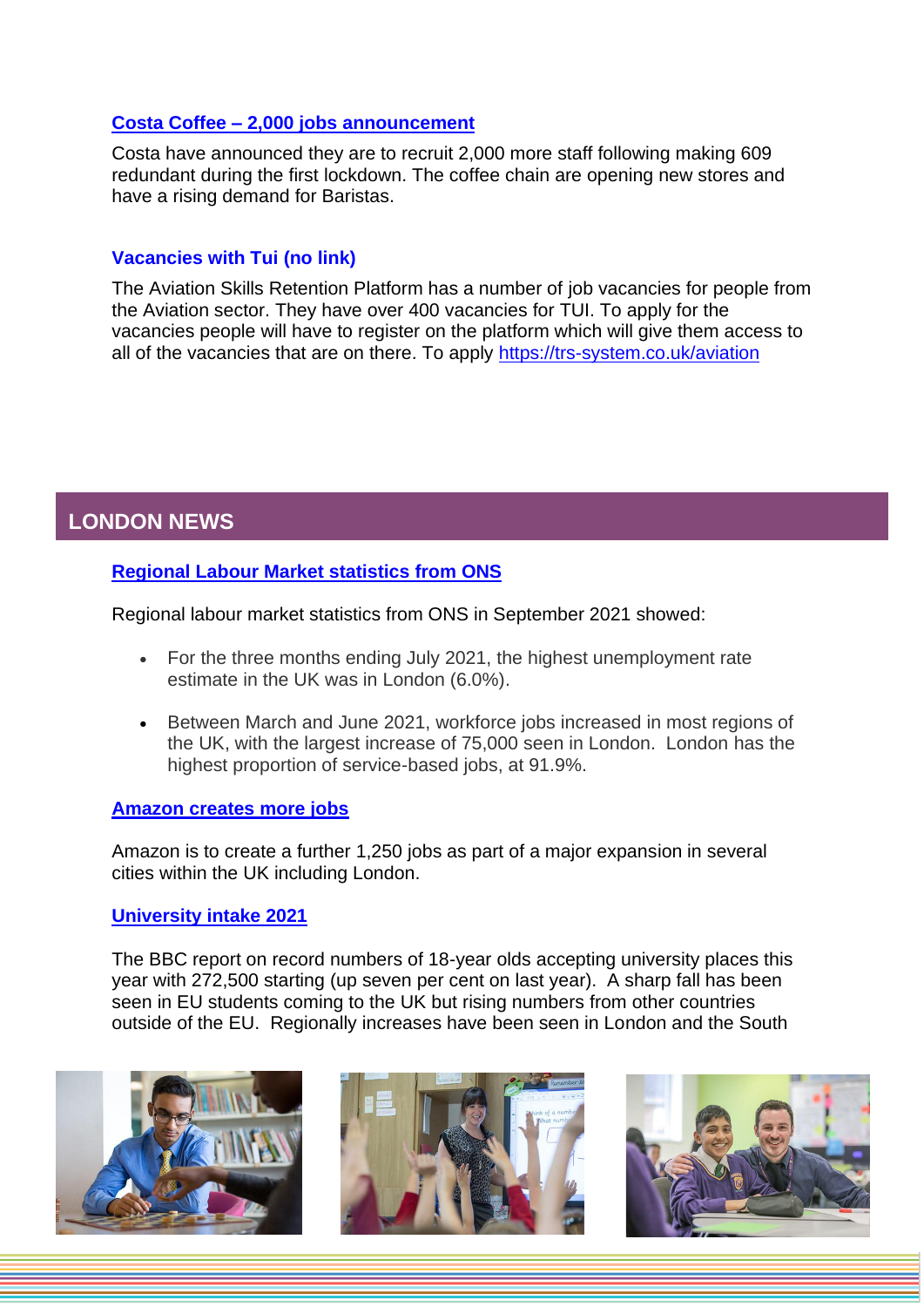**Costa Coffee – 2,000 jobs announcement**

Costa have announced they are to recruit 2,000 more staff following making 609 redundant during the first lockdown. The coffee chain are opening new stores and have a rising demand for Baristas.

**Vacancies with Tui (no link)**

The Aviation Skills Retention Platform has a number of job vacancies for people from the Aviation sector. They have over 400 vacancies for TUI. To apply for the vacancies people will have to register on the platform which will give them access to all of the vacancies that are on there. To apply https://trs-system.co.uk/aviation

## LONDON NEWS

**Regional Labour Market statistics from ONS**

Regional labour market statistics from ONS in September 2021 showed:

- For the three months ending July 2021, the highest unemployment rate estimate in the UK was in London (6.0%).
- Between March and June 2021, workforce jobs increased in most regions of the UK, with the largest increase of 75,000 seen in London. London has the highest proportion of service-based jobs, at 91.9%.

**Amazon creates more jobs**

Amazon is to create a further 1,250 jobs as part of a major expansion in several cities within the UK including London.

**University intake 2021**

The BBC report on record numbers of 18-year olds accepting university places this year with 272,500 starting (up seven per cent on last year). A sharp fall has been seen in EU students coming to the UK but rising numbers from other countries outside of the EU. Regionally increases have been seen in London and the South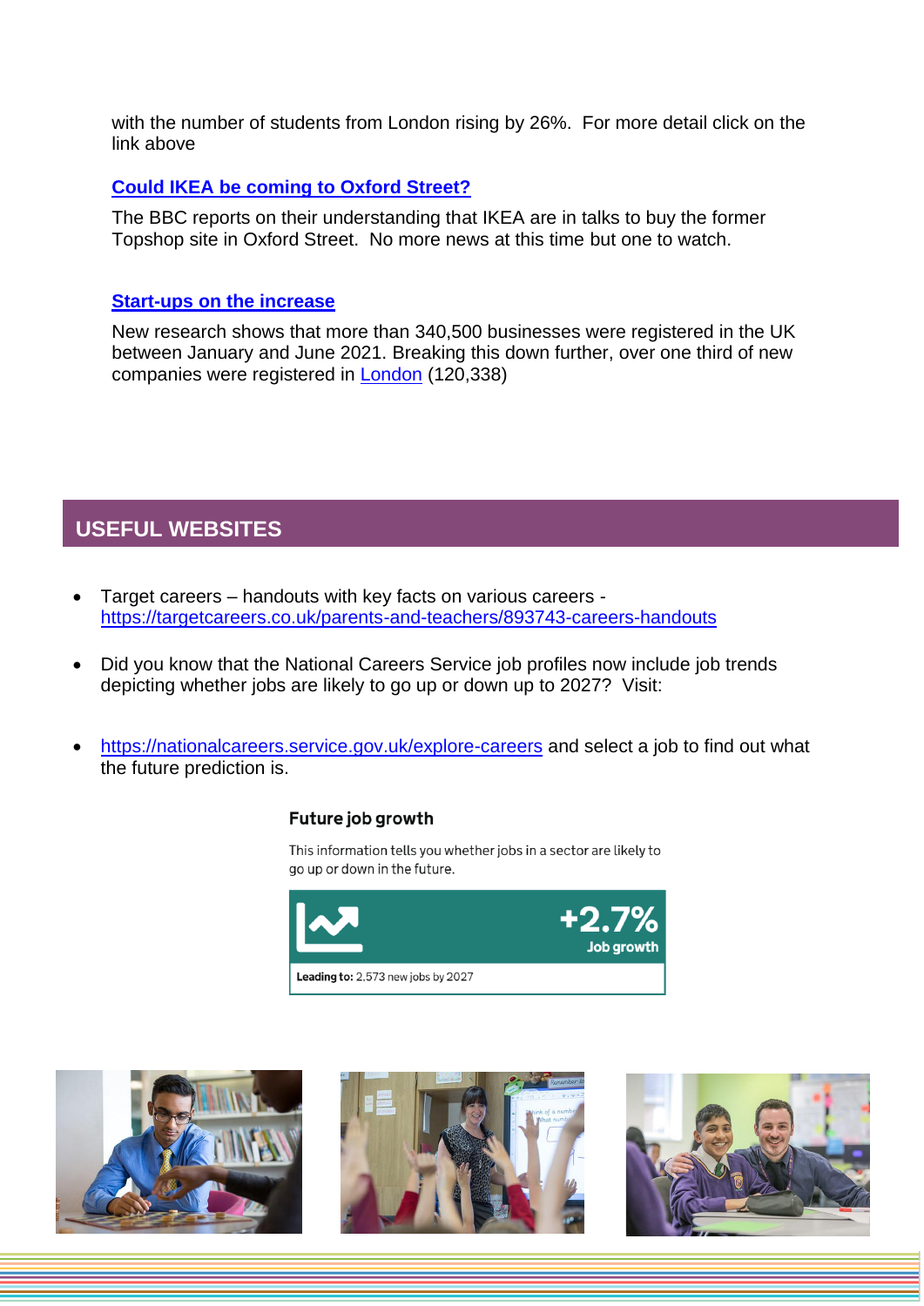with the number of students from London rising by 26%. For more detail click on the link above

### Could IKEA be coming to Oxford Street?

The BBC reports on their understanding that IKEA are in talks to buy the former Topshop site in Oxford Street. No more news at this time but one to watch.

### Start-ups on the increase

New research shows that more than 340,500 businesses were registered in the UK between January and June 2021. Breaking this down further, over one third of new companies were registered in London (120,338)

## USEFUL WEBSITES

- Target careers – handouts with key facts on various careers - https://targetcareers.co.uk/parents-and-teachers/893743-careers-handouts
- Did you know that the National Careers Service job profiles now include job trends depicting whether jobs are likely to go up or down up to 2027? Visit:
- https://nationalcareers.service.gov.uk/explore-careers and select a job to find out what the future prediction is.

**Future job growth**

This information tells you whether jobs in a sector are likely to go up or down in the future.

**+2.7%**
**Job growth**

**Leading to:** 2,573 new jobs by 2027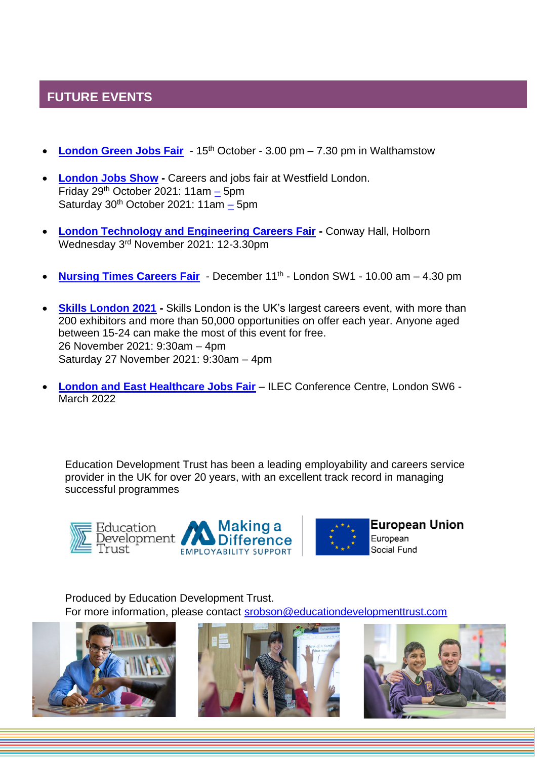## FUTURE EVENTS

- **London Green Jobs Fair** - 15th October - 3.00 pm – 7.30 pm in Walthamstow
- **London Jobs Show -** Careers and jobs fair at Westfield London.
  Friday 29th October 2021: 11am – 5pm
  Saturday 30th October 2021: 11am – 5pm
- **London Technology and Engineering Careers Fair -** Conway Hall, Holborn
  Wednesday 3rd November 2021: 12-3.30pm
- **Nursing Times Careers Fair** - December 11th - London SW1 - 10.00 am – 4.30 pm
- **Skills London 2021 -** Skills London is the UK's largest careers event, with more than 200 exhibitors and more than 50,000 opportunities on offer each year. Anyone aged between 15-24 can make the most of this event for free.
  26 November 2021: 9:30am – 4pm
  Saturday 27 November 2021: 9:30am – 4pm
- **London and East Healthcare Jobs Fair** – ILEC Conference Centre, London SW6 - March 2022

Education Development Trust has been a leading employability and careers service provider in the UK for over 20 years, with an excellent track record in managing successful programmes

Education Development Trust

Making a Difference EMPLOYABILITY SUPPORT

European Union European Social Fund

Produced by Education Development Trust.
For more information, please contact srobson@educationdevelopmenttrust.com